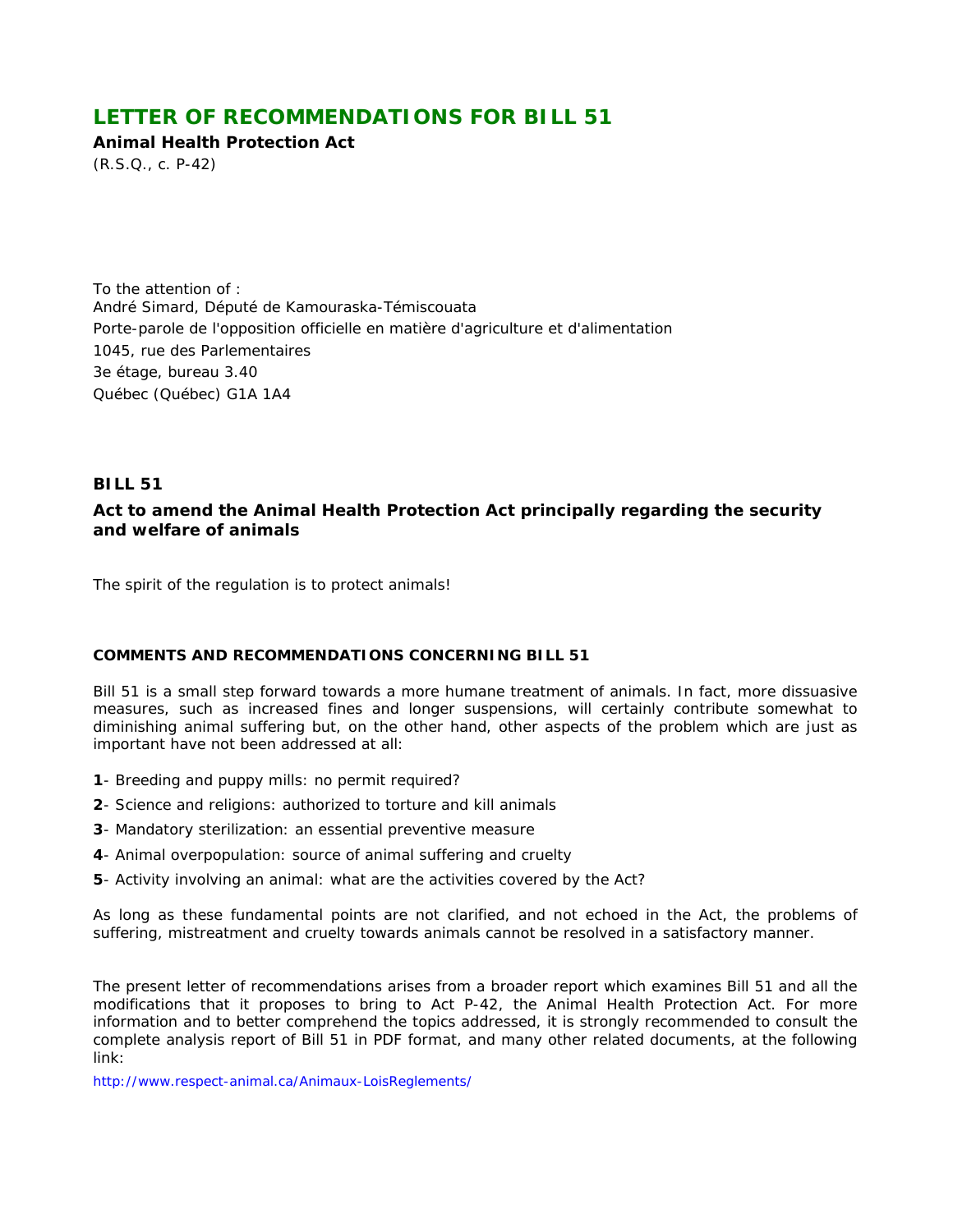# LETTER OF RECOMMENDATIONS FOR BILL 51

**Animal Health Protection Act**

(R.S.Q., c. P-42)

To the attention of :
André Simard, Député de Kamouraska-Témiscouata
Porte-parole de l'opposition officielle en matière d'agriculture et d'alimentation
1045, rue des Parlementaires
3e étage, bureau 3.40
Québec (Québec) G1A 1A4

## BILL 51

### Act to amend the Animal Health Protection Act principally regarding the security and welfare of animals

The spirit of the regulation is to protect animals!

#### COMMENTS AND RECOMMENDATIONS CONCERNING BILL 51

Bill 51 is a small step forward towards a more humane treatment of animals. In fact, more dissuasive measures, such as increased fines and longer suspensions, will certainly contribute somewhat to diminishing animal suffering but, on the other hand, other aspects of the problem which are just as important have not been addressed at all:

**1**- Breeding and puppy mills: no permit required?

**2**- Science and religions: authorized to torture and kill animals

**3**- Mandatory sterilization: an essential preventive measure

**4**- Animal overpopulation: source of animal suffering and cruelty

**5**- Activity involving an animal: what are the activities covered by the Act?

As long as these fundamental points are not clarified, and not echoed in the Act, the problems of suffering, mistreatment and cruelty towards animals cannot be resolved in a satisfactory manner.

The present letter of recommendations arises from a broader report which examines Bill 51 and all the modifications that it proposes to bring to Act P-42, the Animal Health Protection Act. For more information and to better comprehend the topics addressed, it is strongly recommended to consult the complete analysis report of Bill 51 in PDF format, and many other related documents, at the following link:

http://www.respect-animal.ca/Animaux-LoisReglements/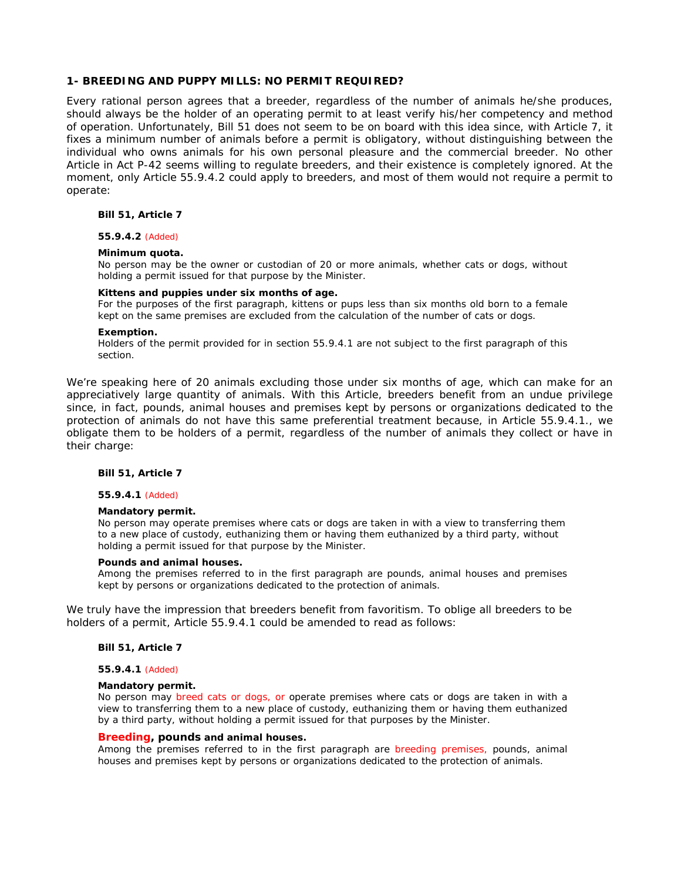### 1- BREEDING AND PUPPY MILLS: NO PERMIT REQUIRED?

Every rational person agrees that a breeder, regardless of the number of animals he/she produces, should always be the holder of an operating permit to at least verify his/her competency and method of operation. Unfortunately, Bill 51 does not seem to be on board with this idea since, with Article 7, it fixes a minimum number of animals before a permit is obligatory, without distinguishing between the individual who owns animals for his own personal pleasure and the commercial breeder. No other Article in Act P-42 seems willing to regulate breeders, and their existence is completely ignored. At the moment, only Article 55.9.4.2 could apply to breeders, and most of them would not require a permit to operate:

> **Bill 51, Article 7**
>
> **55.9.4.2** (Added)
>
> **Minimum quota.**
> No person may be the owner or custodian of 20 or more animals, whether cats or dogs, without holding a permit issued for that purpose by the Minister.
>
> **Kittens and puppies under six months of age.**
> For the purposes of the first paragraph, kittens or pups less than six months old born to a female kept on the same premises are excluded from the calculation of the number of cats or dogs.
>
> **Exemption.**
> Holders of the permit provided for in section 55.9.4.1 are not subject to the first paragraph of this section.

We're speaking here of 20 animals excluding those under six months of age, which can make for an appreciatively large quantity of animals. With this Article, breeders benefit from an undue privilege since, in fact, pounds, animal houses and premises kept by persons or organizations dedicated to the protection of animals do not have this same preferential treatment because, in Article 55.9.4.1., we obligate them to be holders of a permit, regardless of the number of animals they collect or have in their charge:

> **Bill 51, Article 7**
>
> **55.9.4.1** (Added)
>
> **Mandatory permit.**
> No person may operate premises where cats or dogs are taken in with a view to transferring them to a new place of custody, euthanizing them or having them euthanized by a third party, without holding a permit issued for that purpose by the Minister.
>
> **Pounds and animal houses.**
> Among the premises referred to in the first paragraph are pounds, animal houses and premises kept by persons or organizations dedicated to the protection of animals.

We truly have the impression that breeders benefit from favoritism. To oblige all breeders to be holders of a permit, Article 55.9.4.1 could be amended to read as follows:

> **Bill 51, Article 7**
>
> **55.9.4.1** (Added)
>
> **Mandatory permit.**
> No person may breed cats or dogs, or operate premises where cats or dogs are taken in with a view to transferring them to a new place of custody, euthanizing them or having them euthanized by a third party, without holding a permit issued for that purposes by the Minister.
>
> **Breeding, pounds and animal houses.**
> Among the premises referred to in the first paragraph are breeding premises, pounds, animal houses and premises kept by persons or organizations dedicated to the protection of animals.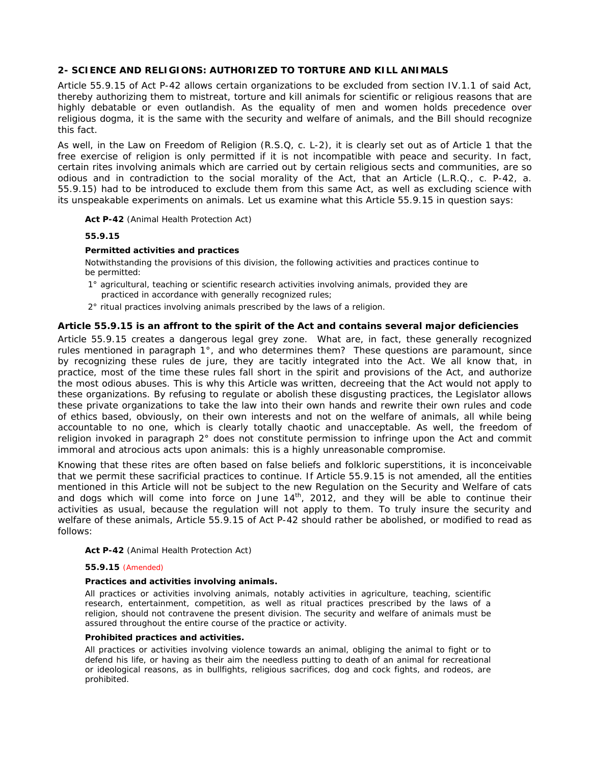## 2- SCIENCE AND RELIGIONS: AUTHORIZED TO TORTURE AND KILL ANIMALS

Article 55.9.15 of Act P-42 allows certain organizations to be excluded from section IV.1.1 of said Act, thereby authorizing them to mistreat, torture and kill animals for scientific or religious reasons that are highly debatable or even outlandish. As the equality of men and women holds precedence over religious dogma, it is the same with the security and welfare of animals, and the Bill should recognize this fact.

As well, in the Law on Freedom of Religion (R.S.Q, c. L-2), it is clearly set out as of Article 1 that the free exercise of religion is only permitted if it is not incompatible with peace and security. In fact, certain rites involving animals which are carried out by certain religious sects and communities, are so odious and in contradiction to the social morality of the Act, that an Article (L.R.Q., c. P-42, a. 55.9.15) had to be introduced to exclude them from this same Act, as well as excluding science with its unspeakable experiments on animals. Let us examine what this Article 55.9.15 in question says:

> **Act P-42** (Animal Health Protection Act)
>
> **55.9.15**
>
> **Permitted activities and practices**
>
> Notwithstanding the provisions of this division, the following activities and practices continue to be permitted:
>
> 1° agricultural, teaching or scientific research activities involving animals, provided they are practiced in accordance with generally recognized rules;
>
> 2° ritual practices involving animals prescribed by the laws of a religion.

### Article 55.9.15 is an affront to the spirit of the Act and contains several major deficiencies

Article 55.9.15 creates a dangerous legal grey zone. What are, in fact, these generally recognized rules mentioned in paragraph 1°, and who determines them? These questions are paramount, since by recognizing these rules de jure, they are tacitly integrated into the Act. We all know that, in practice, most of the time these rules fall short in the spirit and provisions of the Act, and authorize the most odious abuses. This is why this Article was written, decreeing that the Act would not apply to these organizations. By refusing to regulate or abolish these disgusting practices, the Legislator allows these private organizations to take the law into their own hands and rewrite their own rules and code of ethics based, obviously, on their own interests and not on the welfare of animals, all while being accountable to no one, which is clearly totally chaotic and unacceptable. As well, the freedom of religion invoked in paragraph 2° does not constitute permission to infringe upon the Act and commit immoral and atrocious acts upon animals: this is a highly unreasonable compromise.

Knowing that these rites are often based on false beliefs and folkloric superstitions, it is inconceivable that we permit these sacrificial practices to continue. If Article 55.9.15 is not amended, all the entities mentioned in this Article will not be subject to the new Regulation on the Security and Welfare of cats and dogs which will come into force on June 14th, 2012, and they will be able to continue their activities as usual, because the regulation will not apply to them. To truly insure the security and welfare of these animals, Article 55.9.15 of Act P-42 should rather be abolished, or modified to read as follows:

> **Act P-42** (Animal Health Protection Act)
>
> **55.9.15** (Amended)
>
> **Practices and activities involving animals.**
>
> All practices or activities involving animals, notably activities in agriculture, teaching, scientific research, entertainment, competition, as well as ritual practices prescribed by the laws of a religion, should not contravene the present division. The security and welfare of animals must be assured throughout the entire course of the practice or activity.
>
> **Prohibited practices and activities.**
>
> All practices or activities involving violence towards an animal, obliging the animal to fight or to defend his life, or having as their aim the needless putting to death of an animal for recreational or ideological reasons, as in bullfights, religious sacrifices, dog and cock fights, and rodeos, are prohibited.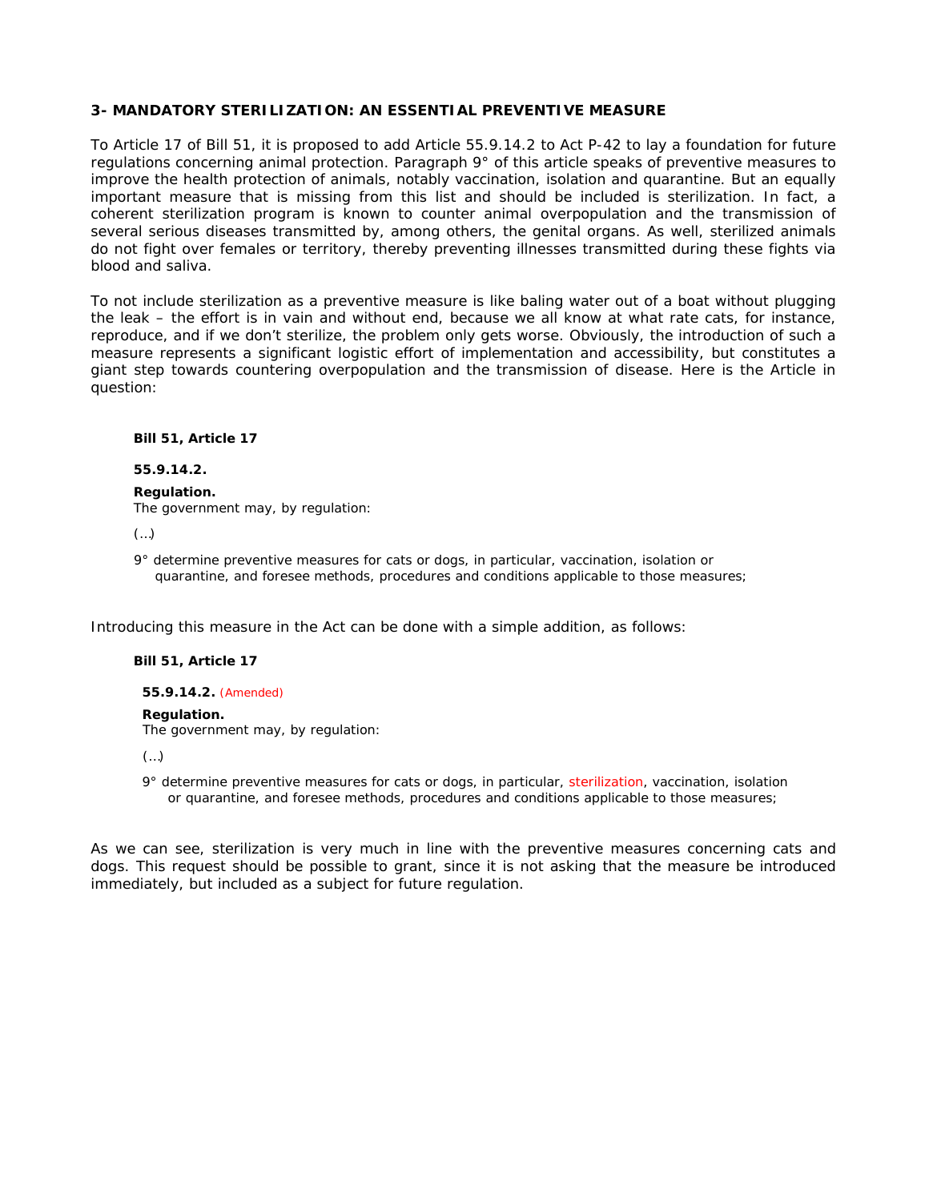### 3- MANDATORY STERILIZATION: AN ESSENTIAL PREVENTIVE MEASURE

To Article 17 of Bill 51, it is proposed to add Article 55.9.14.2 to Act P-42 to lay a foundation for future regulations concerning animal protection. Paragraph 9° of this article speaks of preventive measures to improve the health protection of animals, notably vaccination, isolation and quarantine. But an equally important measure that is missing from this list and should be included is sterilization. In fact, a coherent sterilization program is known to counter animal overpopulation and the transmission of several serious diseases transmitted by, among others, the genital organs. As well, sterilized animals do not fight over females or territory, thereby preventing illnesses transmitted during these fights via blood and saliva.

To not include sterilization as a preventive measure is like baling water out of a boat without plugging the leak – the effort is in vain and without end, because we all know at what rate cats, for instance, reproduce, and if we don't sterilize, the problem only gets worse. Obviously, the introduction of such a measure represents a significant logistic effort of implementation and accessibility, but constitutes a giant step towards countering overpopulation and the transmission of disease. Here is the Article in question:

> **Bill 51, Article 17**
>
> **55.9.14.2.**
>
> **Regulation.**
> The government may, by regulation:
>
> (...)
>
> 9° determine preventive measures for cats or dogs, in particular, vaccination, isolation or quarantine, and foresee methods, procedures and conditions applicable to those measures;

Introducing this measure in the Act can be done with a simple addition, as follows:

> **Bill 51, Article 17**
>
> **55.9.14.2.** (Amended)
>
> **Regulation.**
> The government may, by regulation:
>
> (...)
>
> 9° determine preventive measures for cats or dogs, in particular, sterilization, vaccination, isolation or quarantine, and foresee methods, procedures and conditions applicable to those measures;

As we can see, sterilization is very much in line with the preventive measures concerning cats and dogs. This request should be possible to grant, since it is not asking that the measure be introduced immediately, but included as a subject for future regulation.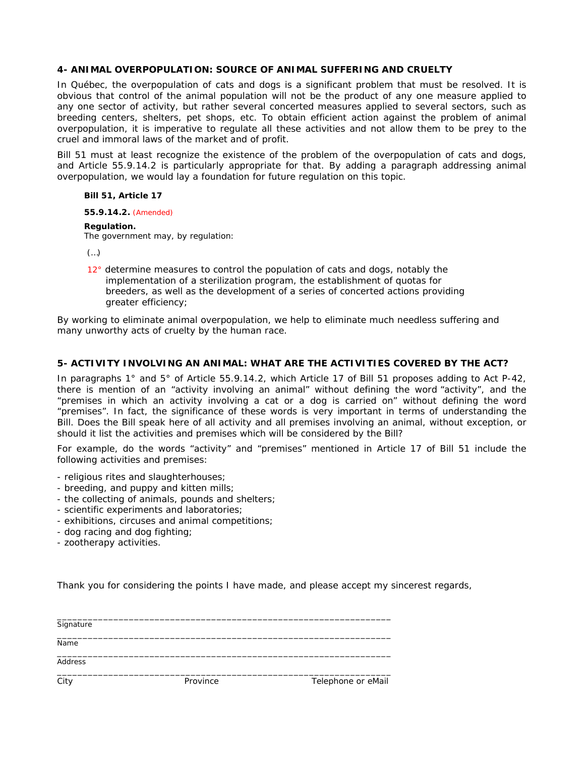## 4- ANIMAL OVERPOPULATION: SOURCE OF ANIMAL SUFFERING AND CRUELTY

In Québec, the overpopulation of cats and dogs is a significant problem that must be resolved. It is obvious that control of the animal population will not be the product of any one measure applied to any one sector of activity, but rather several concerted measures applied to several sectors, such as breeding centers, shelters, pet shops, etc. To obtain efficient action against the problem of animal overpopulation, it is imperative to regulate all these activities and not allow them to be prey to the cruel and immoral laws of the market and of profit.

Bill 51 must at least recognize the existence of the problem of the overpopulation of cats and dogs, and Article 55.9.14.2 is particularly appropriate for that. By adding a paragraph addressing animal overpopulation, we would lay a foundation for future regulation on this topic.

> **Bill 51, Article 17**
>
> **55.9.14.2.** (Amended)
>
> **Regulation.**
> The government may, by regulation:
>
> (…)
>
> 12° determine measures to control the population of cats and dogs, notably the implementation of a sterilization program, the establishment of quotas for breeders, as well as the development of a series of concerted actions providing greater efficiency;

By working to eliminate animal overpopulation, we help to eliminate much needless suffering and many unworthy acts of cruelty by the human race.

## 5- ACTIVITY INVOLVING AN ANIMAL: WHAT ARE THE ACTIVITIES COVERED BY THE ACT?

In paragraphs 1° and 5° of Article 55.9.14.2, which Article 17 of Bill 51 proposes adding to Act P-42, there is mention of an "activity involving an animal" without defining the word "activity", and the "premises in which an activity involving a cat or a dog is carried on" without defining the word "premises". In fact, the significance of these words is very important in terms of understanding the Bill. Does the Bill speak here of all activity and all premises involving an animal, without exception, or should it list the activities and premises which will be considered by the Bill?

For example, do the words "activity" and "premises" mentioned in Article 17 of Bill 51 include the following activities and premises:

- religious rites and slaughterhouses;
- breeding, and puppy and kitten mills;
- the collecting of animals, pounds and shelters;
- scientific experiments and laboratories;
- exhibitions, circuses and animal competitions;
- dog racing and dog fighting;
- zootherapy activities.

Thank you for considering the points I have made, and please accept my sincerest regards,

_______________________________________________
Signature

_______________________________________________
Name

_______________________________________________
Address

_______________________________________________
City　　　　　　Province　　　　　　Telephone or eMail